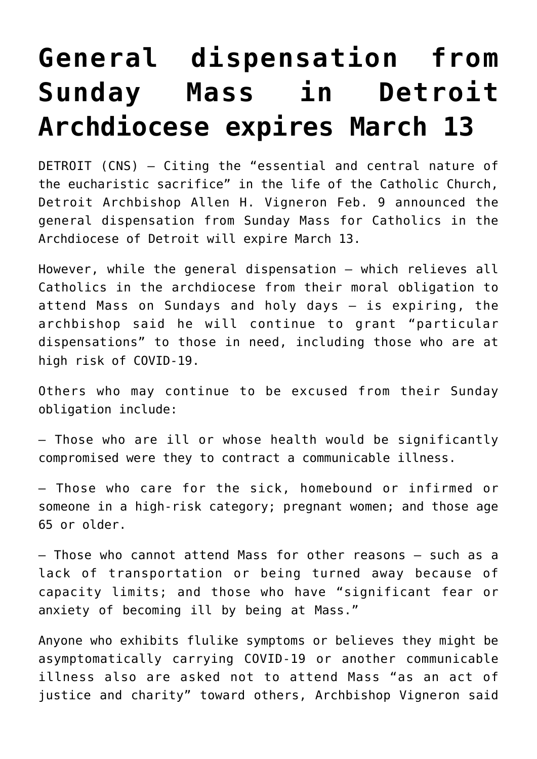# General dispensation from Sunday Mass in Detroit Archdiocese expires March 13

DETROIT (CNS) — Citing the "essential and central nature of the eucharistic sacrifice" in the life of the Catholic Church, Detroit Archbishop Allen H. Vigneron Feb. 9 announced the general dispensation from Sunday Mass for Catholics in the Archdiocese of Detroit will expire March 13.

However, while the general dispensation — which relieves all Catholics in the archdiocese from their moral obligation to attend Mass on Sundays and holy days — is expiring, the archbishop said he will continue to grant "particular dispensations" to those in need, including those who are at high risk of COVID-19.

Others who may continue to be excused from their Sunday obligation include:

— Those who are ill or whose health would be significantly compromised were they to contract a communicable illness.

— Those who care for the sick, homebound or infirmed or someone in a high-risk category; pregnant women; and those age 65 or older.

— Those who cannot attend Mass for other reasons — such as a lack of transportation or being turned away because of capacity limits; and those who have "significant fear or anxiety of becoming ill by being at Mass."

Anyone who exhibits flulike symptoms or believes they might be asymptomatically carrying COVID-19 or another communicable illness also are asked not to attend Mass "as an act of justice and charity" toward others, Archbishop Vigneron said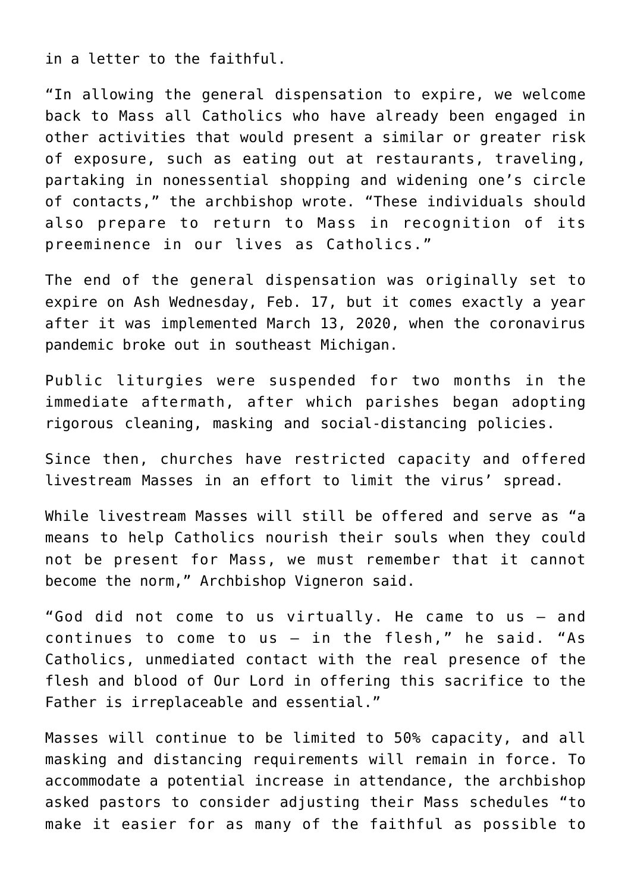in a letter to the faithful.

“In allowing the general dispensation to expire, we welcome back to Mass all Catholics who have already been engaged in other activities that would present a similar or greater risk of exposure, such as eating out at restaurants, traveling, partaking in nonessential shopping and widening one’s circle of contacts,” the archbishop wrote. “These individuals should also prepare to return to Mass in recognition of its preeminence in our lives as Catholics.”

The end of the general dispensation was originally set to expire on Ash Wednesday, Feb. 17, but it comes exactly a year after it was implemented March 13, 2020, when the coronavirus pandemic broke out in southeast Michigan.

Public liturgies were suspended for two months in the immediate aftermath, after which parishes began adopting rigorous cleaning, masking and social-distancing policies.

Since then, churches have restricted capacity and offered livestream Masses in an effort to limit the virus’ spread.

While livestream Masses will still be offered and serve as “a means to help Catholics nourish their souls when they could not be present for Mass, we must remember that it cannot become the norm,” Archbishop Vigneron said.

“God did not come to us virtually. He came to us — and continues to come to us — in the flesh,” he said. “As Catholics, unmediated contact with the real presence of the flesh and blood of Our Lord in offering this sacrifice to the Father is irreplaceable and essential.”

Masses will continue to be limited to 50% capacity, and all masking and distancing requirements will remain in force. To accommodate a potential increase in attendance, the archbishop asked pastors to consider adjusting their Mass schedules “to make it easier for as many of the faithful as possible to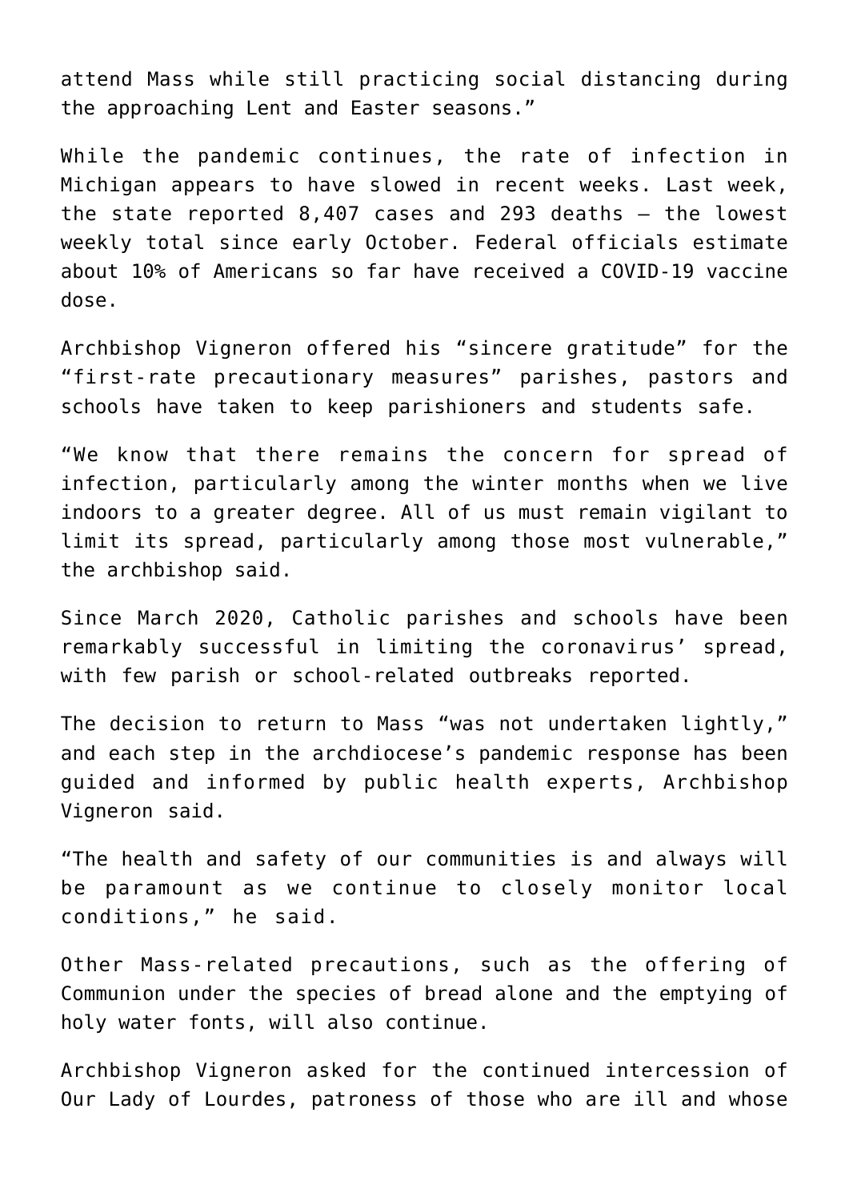attend Mass while still practicing social distancing during the approaching Lent and Easter seasons."

While the pandemic continues, the rate of infection in Michigan appears to have slowed in recent weeks. Last week, the state reported 8,407 cases and 293 deaths — the lowest weekly total since early October. Federal officials estimate about 10% of Americans so far have received a COVID-19 vaccine dose.

Archbishop Vigneron offered his "sincere gratitude" for the "first-rate precautionary measures" parishes, pastors and schools have taken to keep parishioners and students safe.

"We know that there remains the concern for spread of infection, particularly among the winter months when we live indoors to a greater degree. All of us must remain vigilant to limit its spread, particularly among those most vulnerable," the archbishop said.

Since March 2020, Catholic parishes and schools have been remarkably successful in limiting the coronavirus' spread, with few parish or school-related outbreaks reported.

The decision to return to Mass "was not undertaken lightly," and each step in the archdiocese's pandemic response has been guided and informed by public health experts, Archbishop Vigneron said.

"The health and safety of our communities is and always will be paramount as we continue to closely monitor local conditions," he said.

Other Mass-related precautions, such as the offering of Communion under the species of bread alone and the emptying of holy water fonts, will also continue.

Archbishop Vigneron asked for the continued intercession of Our Lady of Lourdes, patroness of those who are ill and whose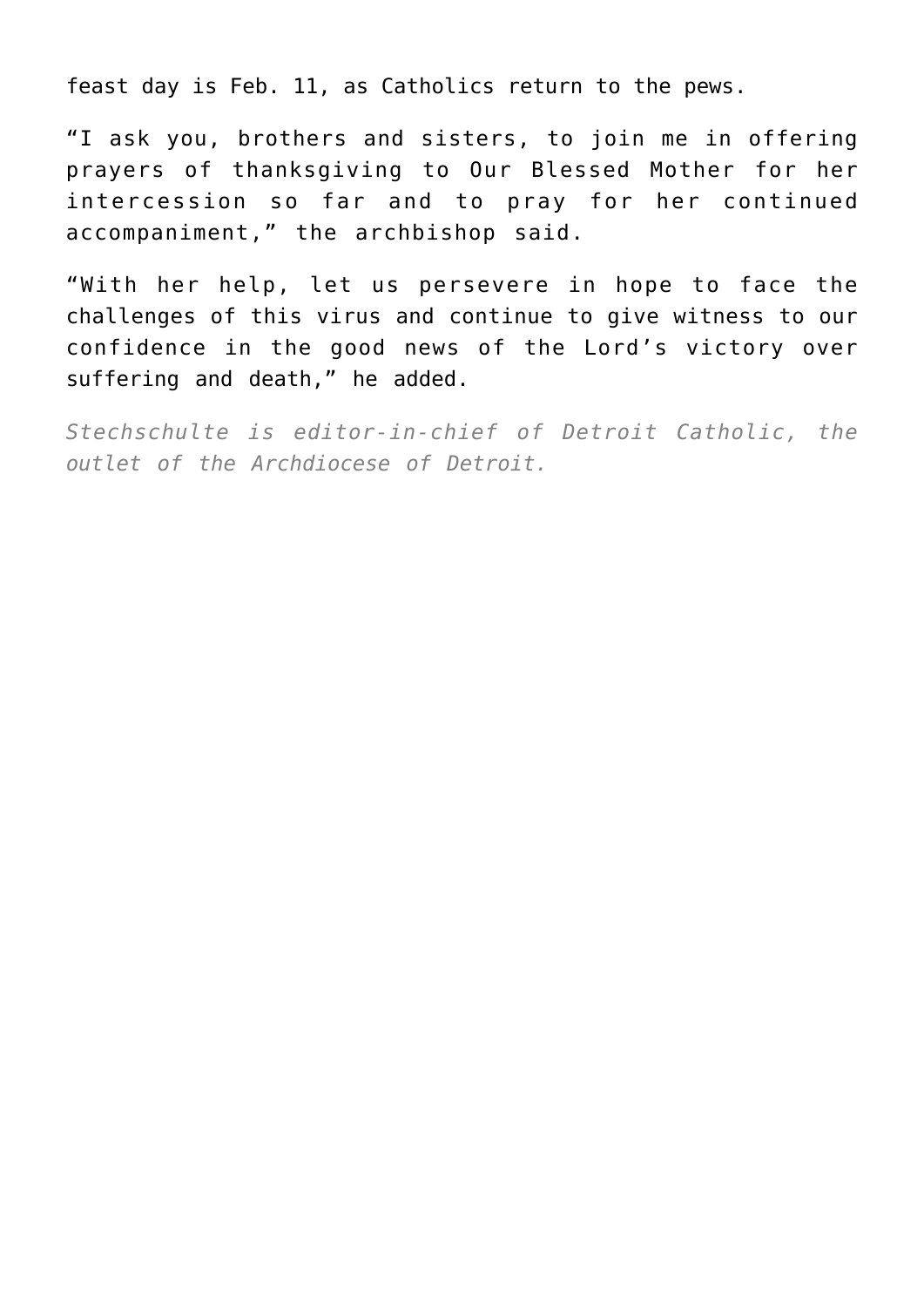feast day is Feb. 11, as Catholics return to the pews.

"I ask you, brothers and sisters, to join me in offering prayers of thanksgiving to Our Blessed Mother for her intercession so far and to pray for her continued accompaniment," the archbishop said.

"With her help, let us persevere in hope to face the challenges of this virus and continue to give witness to our confidence in the good news of the Lord's victory over suffering and death," he added.

*Stechschulte is editor-in-chief of Detroit Catholic, the outlet of the Archdiocese of Detroit.*